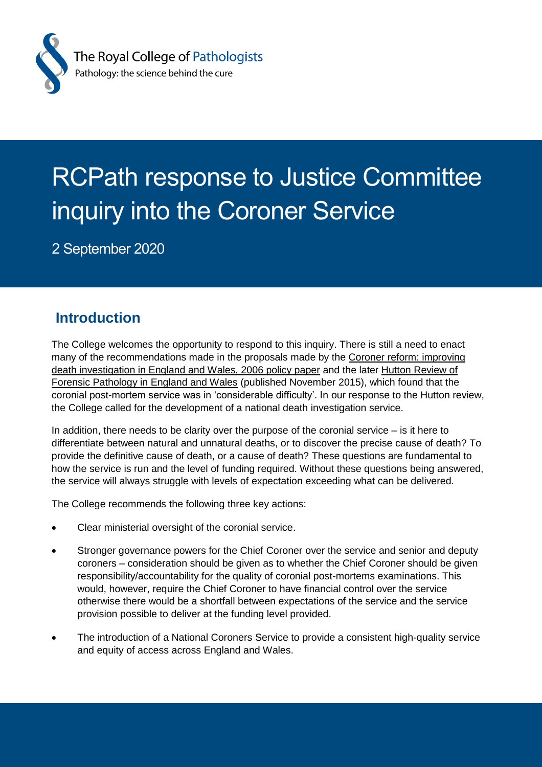The Royal College of Pathologists

Pathology: the science behind the cure

# RCPath response to Justice Committee inquiry into the Coroner Service

2 September 2020

## Introduction

The College welcomes the opportunity to respond to this inquiry. There is still a need to enact many of the recommendations made in the proposals made by the Coroner reform: improving death investigation in England and Wales, 2006 policy paper and the later Hutton Review of Forensic Pathology in England and Wales (published November 2015), which found that the coronial post-mortem service was in 'considerable difficulty'. In our response to the Hutton review, the College called for the development of a national death investigation service.

In addition, there needs to be clarity over the purpose of the coronial service – is it here to differentiate between natural and unnatural deaths, or to discover the precise cause of death? To provide the definitive cause of death, or a cause of death? These questions are fundamental to how the service is run and the level of funding required. Without these questions being answered, the service will always struggle with levels of expectation exceeding what can be delivered.

The College recommends the following three key actions:

- Clear ministerial oversight of the coronial service.
- Stronger governance powers for the Chief Coroner over the service and senior and deputy coroners – consideration should be given as to whether the Chief Coroner should be given responsibility/accountability for the quality of coronial post-mortems examinations. This would, however, require the Chief Coroner to have financial control over the service otherwise there would be a shortfall between expectations of the service and the service provision possible to deliver at the funding level provided.
- The introduction of a National Coroners Service to provide a consistent high-quality service and equity of access across England and Wales.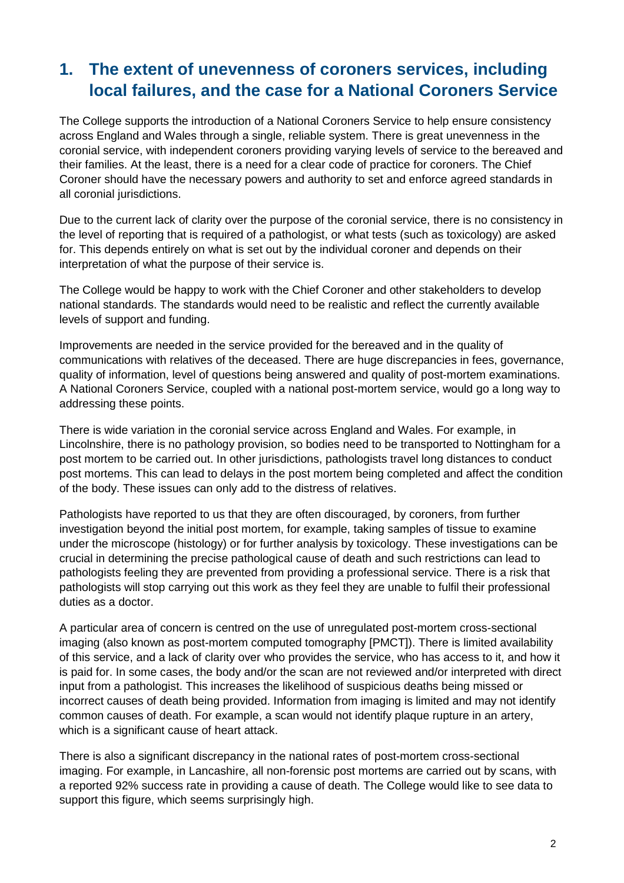## 1. The extent of unevenness of coroners services, including local failures, and the case for a National Coroners Service

The College supports the introduction of a National Coroners Service to help ensure consistency across England and Wales through a single, reliable system. There is great unevenness in the coronial service, with independent coroners providing varying levels of service to the bereaved and their families. At the least, there is a need for a clear code of practice for coroners. The Chief Coroner should have the necessary powers and authority to set and enforce agreed standards in all coronial jurisdictions.

Due to the current lack of clarity over the purpose of the coronial service, there is no consistency in the level of reporting that is required of a pathologist, or what tests (such as toxicology) are asked for. This depends entirely on what is set out by the individual coroner and depends on their interpretation of what the purpose of their service is.

The College would be happy to work with the Chief Coroner and other stakeholders to develop national standards. The standards would need to be realistic and reflect the currently available levels of support and funding.

Improvements are needed in the service provided for the bereaved and in the quality of communications with relatives of the deceased. There are huge discrepancies in fees, governance, quality of information, level of questions being answered and quality of post-mortem examinations. A National Coroners Service, coupled with a national post-mortem service, would go a long way to addressing these points.

There is wide variation in the coronial service across England and Wales. For example, in Lincolnshire, there is no pathology provision, so bodies need to be transported to Nottingham for a post mortem to be carried out. In other jurisdictions, pathologists travel long distances to conduct post mortems. This can lead to delays in the post mortem being completed and affect the condition of the body. These issues can only add to the distress of relatives.

Pathologists have reported to us that they are often discouraged, by coroners, from further investigation beyond the initial post mortem, for example, taking samples of tissue to examine under the microscope (histology) or for further analysis by toxicology. These investigations can be crucial in determining the precise pathological cause of death and such restrictions can lead to pathologists feeling they are prevented from providing a professional service. There is a risk that pathologists will stop carrying out this work as they feel they are unable to fulfil their professional duties as a doctor.

A particular area of concern is centred on the use of unregulated post-mortem cross-sectional imaging (also known as post-mortem computed tomography [PMCT]). There is limited availability of this service, and a lack of clarity over who provides the service, who has access to it, and how it is paid for. In some cases, the body and/or the scan are not reviewed and/or interpreted with direct input from a pathologist. This increases the likelihood of suspicious deaths being missed or incorrect causes of death being provided. Information from imaging is limited and may not identify common causes of death. For example, a scan would not identify plaque rupture in an artery, which is a significant cause of heart attack.

There is also a significant discrepancy in the national rates of post-mortem cross-sectional imaging. For example, in Lancashire, all non-forensic post mortems are carried out by scans, with a reported 92% success rate in providing a cause of death. The College would like to see data to support this figure, which seems surprisingly high.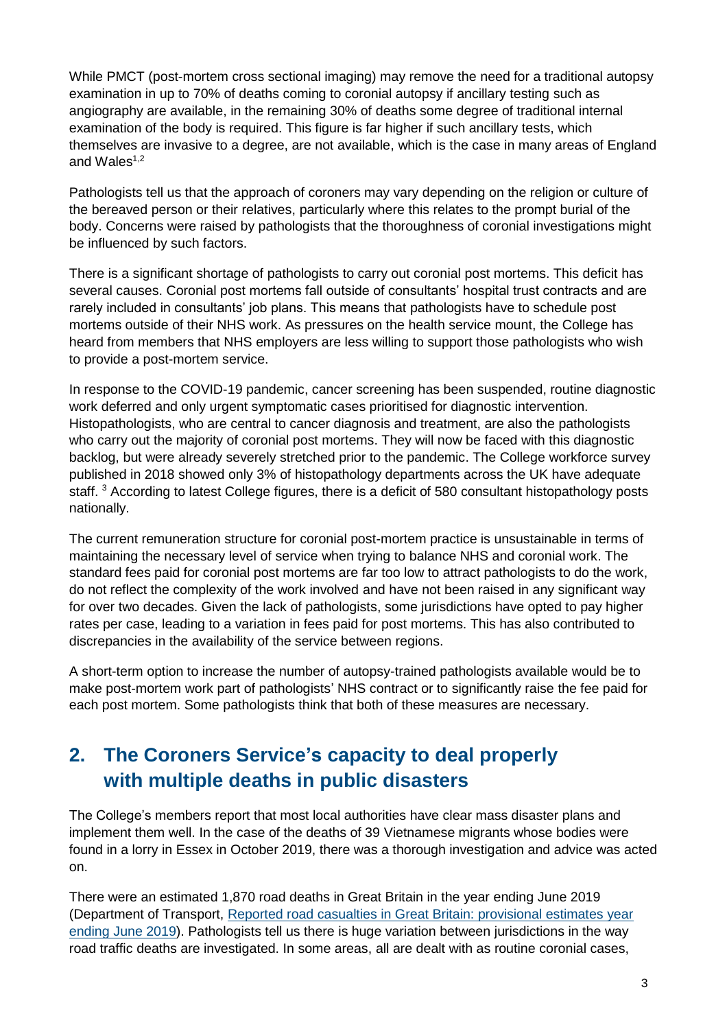While PMCT (post-mortem cross sectional imaging) may remove the need for a traditional autopsy examination in up to 70% of deaths coming to coronial autopsy if ancillary testing such as angiography are available, in the remaining 30% of deaths some degree of traditional internal examination of the body is required. This figure is far higher if such ancillary tests, which themselves are invasive to a degree, are not available, which is the case in many areas of England and Wales[1,2]

Pathologists tell us that the approach of coroners may vary depending on the religion or culture of the bereaved person or their relatives, particularly where this relates to the prompt burial of the body. Concerns were raised by pathologists that the thoroughness of coronial investigations might be influenced by such factors.

There is a significant shortage of pathologists to carry out coronial post mortems. This deficit has several causes. Coronial post mortems fall outside of consultants' hospital trust contracts and are rarely included in consultants' job plans. This means that pathologists have to schedule post mortems outside of their NHS work. As pressures on the health service mount, the College has heard from members that NHS employers are less willing to support those pathologists who wish to provide a post-mortem service.

In response to the COVID-19 pandemic, cancer screening has been suspended, routine diagnostic work deferred and only urgent symptomatic cases prioritised for diagnostic intervention. Histopathologists, who are central to cancer diagnosis and treatment, are also the pathologists who carry out the majority of coronial post mortems. They will now be faced with this diagnostic backlog, but were already severely stretched prior to the pandemic. The College workforce survey published in 2018 showed only 3% of histopathology departments across the UK have adequate staff. [3] According to latest College figures, there is a deficit of 580 consultant histopathology posts nationally.

The current remuneration structure for coronial post-mortem practice is unsustainable in terms of maintaining the necessary level of service when trying to balance NHS and coronial work. The standard fees paid for coronial post mortems are far too low to attract pathologists to do the work, do not reflect the complexity of the work involved and have not been raised in any significant way for over two decades. Given the lack of pathologists, some jurisdictions have opted to pay higher rates per case, leading to a variation in fees paid for post mortems. This has also contributed to discrepancies in the availability of the service between regions.

A short-term option to increase the number of autopsy-trained pathologists available would be to make post-mortem work part of pathologists' NHS contract or to significantly raise the fee paid for each post mortem. Some pathologists think that both of these measures are necessary.

## 2. The Coroners Service's capacity to deal properly with multiple deaths in public disasters

The College's members report that most local authorities have clear mass disaster plans and implement them well. In the case of the deaths of 39 Vietnamese migrants whose bodies were found in a lorry in Essex in October 2019, there was a thorough investigation and advice was acted on.

There were an estimated 1,870 road deaths in Great Britain in the year ending June 2019 (Department of Transport, [Reported road casualties in Great Britain: provisional estimates year ending June 2019]). Pathologists tell us there is huge variation between jurisdictions in the way road traffic deaths are investigated. In some areas, all are dealt with as routine coronial cases,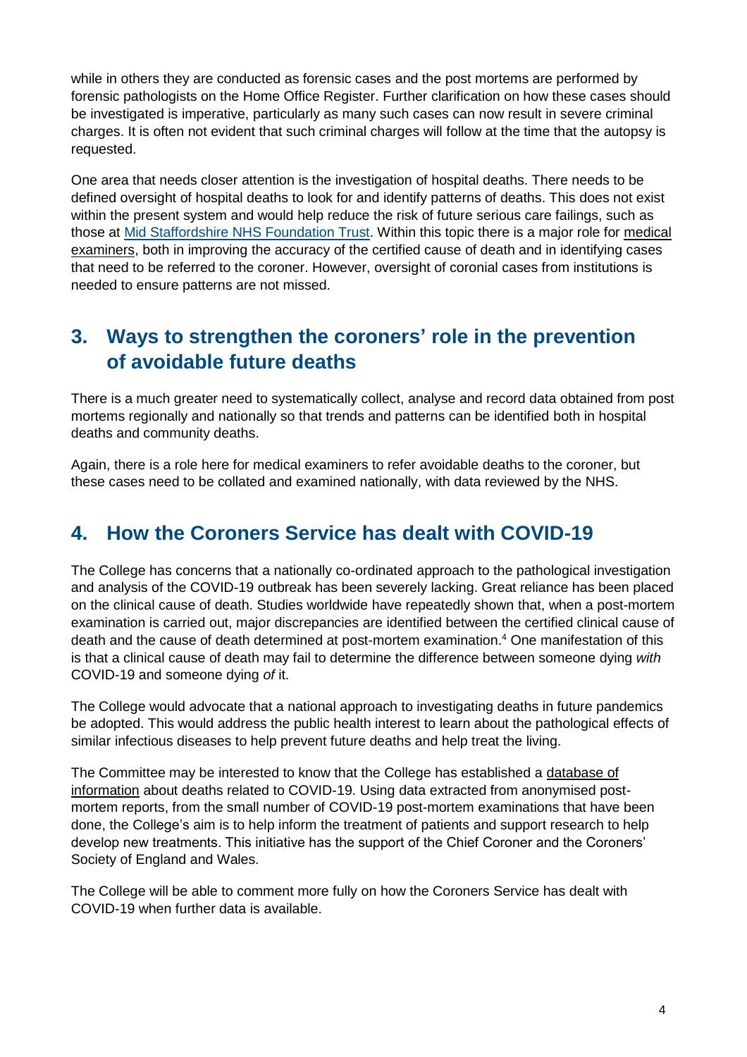while in others they are conducted as forensic cases and the post mortems are performed by forensic pathologists on the Home Office Register. Further clarification on how these cases should be investigated is imperative, particularly as many such cases can now result in severe criminal charges. It is often not evident that such criminal charges will follow at the time that the autopsy is requested.

One area that needs closer attention is the investigation of hospital deaths. There needs to be defined oversight of hospital deaths to look for and identify patterns of deaths. This does not exist within the present system and would help reduce the risk of future serious care failings, such as those at Mid Staffordshire NHS Foundation Trust. Within this topic there is a major role for medical examiners, both in improving the accuracy of the certified cause of death and in identifying cases that need to be referred to the coroner. However, oversight of coronial cases from institutions is needed to ensure patterns are not missed.

## 3. Ways to strengthen the coroners' role in the prevention of avoidable future deaths

There is a much greater need to systematically collect, analyse and record data obtained from post mortems regionally and nationally so that trends and patterns can be identified both in hospital deaths and community deaths.

Again, there is a role here for medical examiners to refer avoidable deaths to the coroner, but these cases need to be collated and examined nationally, with data reviewed by the NHS.

## 4. How the Coroners Service has dealt with COVID-19

The College has concerns that a nationally co-ordinated approach to the pathological investigation and analysis of the COVID-19 outbreak has been severely lacking. Great reliance has been placed on the clinical cause of death. Studies worldwide have repeatedly shown that, when a post-mortem examination is carried out, major discrepancies are identified between the certified clinical cause of death and the cause of death determined at post-mortem examination.[4] One manifestation of this is that a clinical cause of death may fail to determine the difference between someone dying *with* COVID-19 and someone dying *of* it.

The College would advocate that a national approach to investigating deaths in future pandemics be adopted. This would address the public health interest to learn about the pathological effects of similar infectious diseases to help prevent future deaths and help treat the living.

The Committee may be interested to know that the College has established a database of information about deaths related to COVID-19. Using data extracted from anonymised post-mortem reports, from the small number of COVID-19 post-mortem examinations that have been done, the College's aim is to help inform the treatment of patients and support research to help develop new treatments. This initiative has the support of the Chief Coroner and the Coroners' Society of England and Wales.

The College will be able to comment more fully on how the Coroners Service has dealt with COVID-19 when further data is available.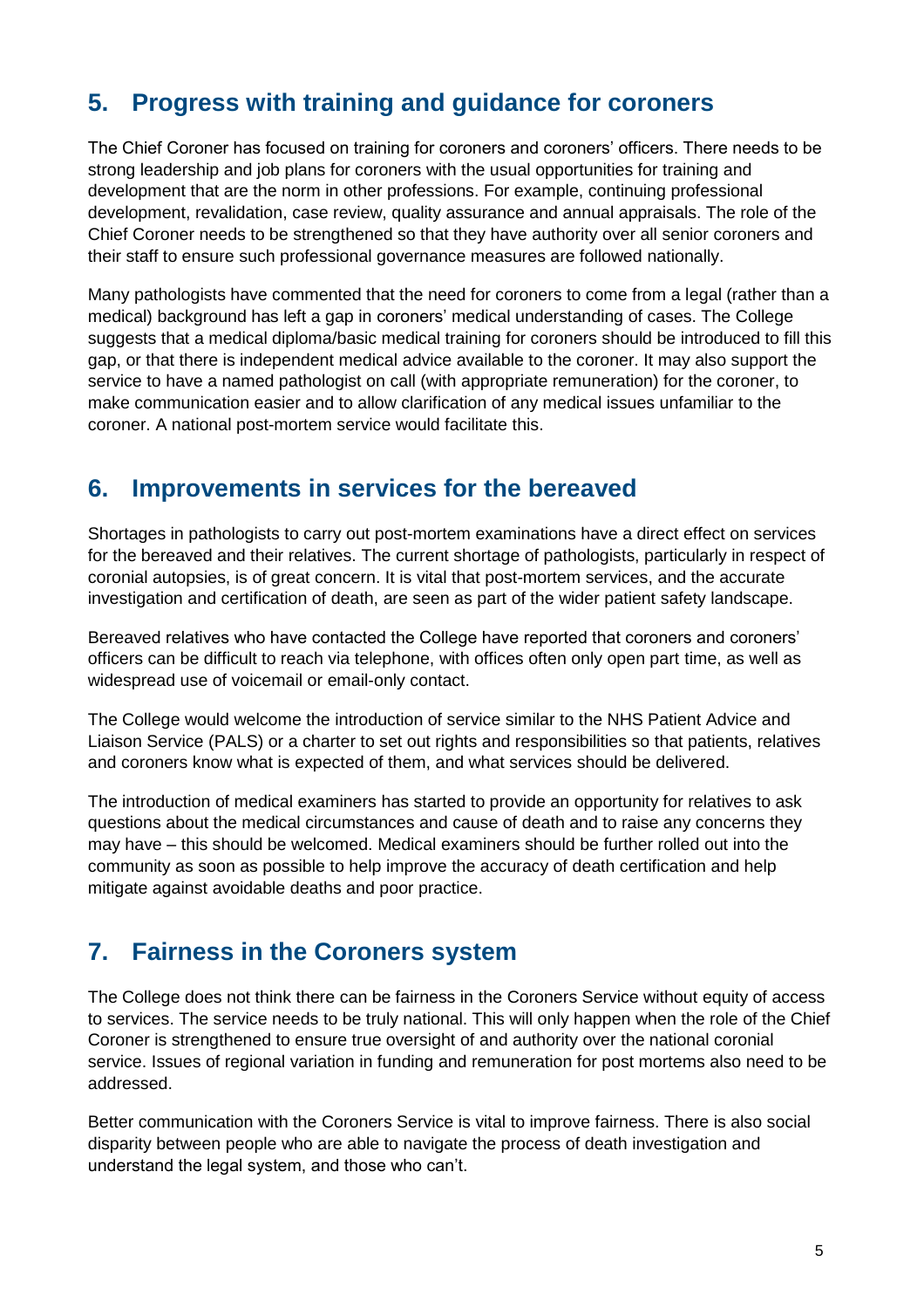## 5. Progress with training and guidance for coroners

The Chief Coroner has focused on training for coroners and coroners' officers. There needs to be strong leadership and job plans for coroners with the usual opportunities for training and development that are the norm in other professions. For example, continuing professional development, revalidation, case review, quality assurance and annual appraisals. The role of the Chief Coroner needs to be strengthened so that they have authority over all senior coroners and their staff to ensure such professional governance measures are followed nationally.

Many pathologists have commented that the need for coroners to come from a legal (rather than a medical) background has left a gap in coroners' medical understanding of cases. The College suggests that a medical diploma/basic medical training for coroners should be introduced to fill this gap, or that there is independent medical advice available to the coroner. It may also support the service to have a named pathologist on call (with appropriate remuneration) for the coroner, to make communication easier and to allow clarification of any medical issues unfamiliar to the coroner. A national post-mortem service would facilitate this.

## 6. Improvements in services for the bereaved

Shortages in pathologists to carry out post-mortem examinations have a direct effect on services for the bereaved and their relatives. The current shortage of pathologists, particularly in respect of coronial autopsies, is of great concern. It is vital that post-mortem services, and the accurate investigation and certification of death, are seen as part of the wider patient safety landscape.

Bereaved relatives who have contacted the College have reported that coroners and coroners' officers can be difficult to reach via telephone, with offices often only open part time, as well as widespread use of voicemail or email-only contact.

The College would welcome the introduction of service similar to the NHS Patient Advice and Liaison Service (PALS) or a charter to set out rights and responsibilities so that patients, relatives and coroners know what is expected of them, and what services should be delivered.

The introduction of medical examiners has started to provide an opportunity for relatives to ask questions about the medical circumstances and cause of death and to raise any concerns they may have – this should be welcomed. Medical examiners should be further rolled out into the community as soon as possible to help improve the accuracy of death certification and help mitigate against avoidable deaths and poor practice.

## 7. Fairness in the Coroners system

The College does not think there can be fairness in the Coroners Service without equity of access to services. The service needs to be truly national. This will only happen when the role of the Chief Coroner is strengthened to ensure true oversight of and authority over the national coronial service. Issues of regional variation in funding and remuneration for post mortems also need to be addressed.

Better communication with the Coroners Service is vital to improve fairness. There is also social disparity between people who are able to navigate the process of death investigation and understand the legal system, and those who can't.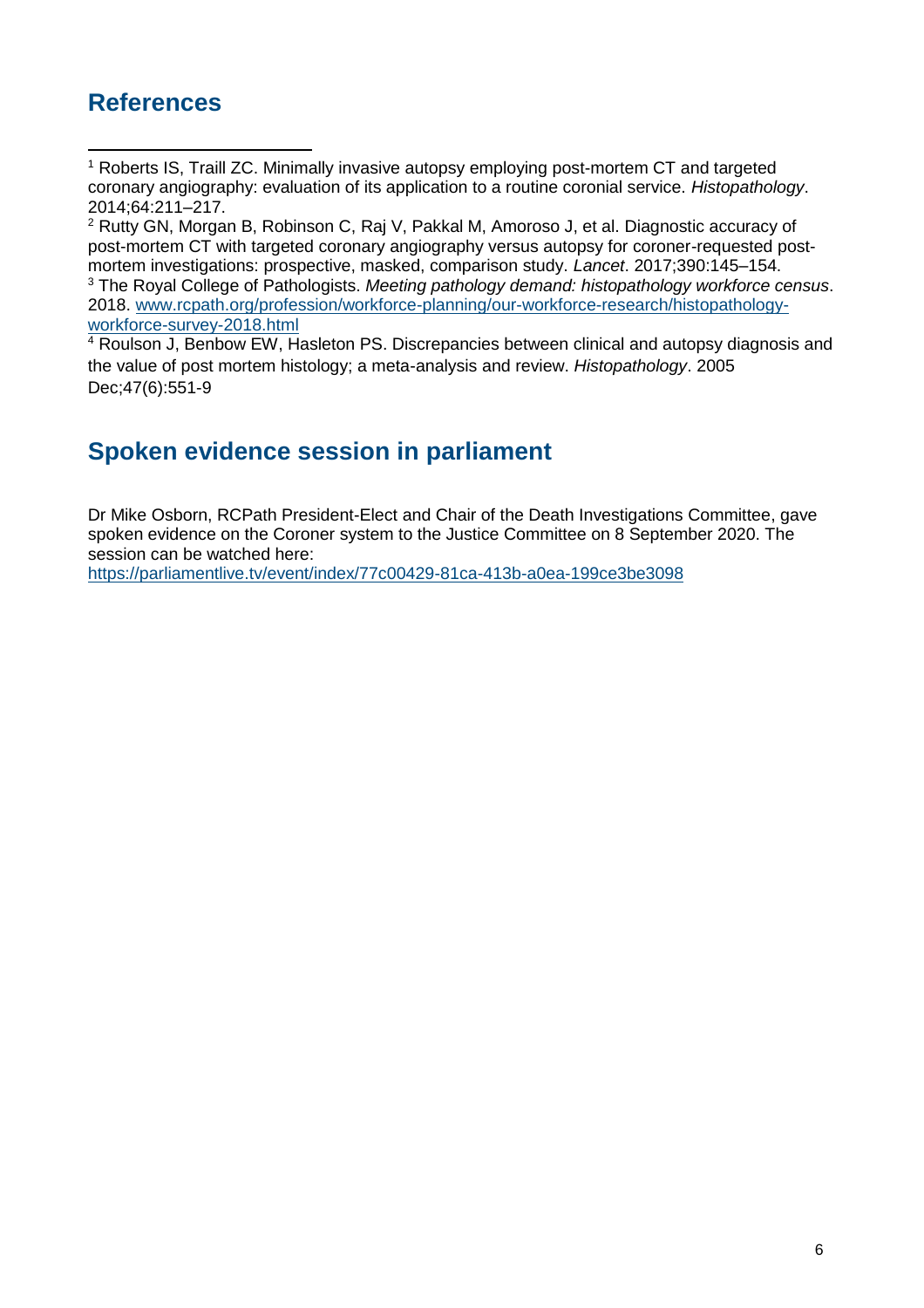## References

[1] Roberts IS, Traill ZC. Minimally invasive autopsy employing post-mortem CT and targeted coronary angiography: evaluation of its application to a routine coronial service. *Histopathology*. 2014;64:211–217.

[2] Rutty GN, Morgan B, Robinson C, Raj V, Pakkal M, Amoroso J, et al. Diagnostic accuracy of post-mortem CT with targeted coronary angiography versus autopsy for coroner-requested post-mortem investigations: prospective, masked, comparison study. *Lancet*. 2017;390:145–154.

[3] The Royal College of Pathologists. *Meeting pathology demand: histopathology workforce census*. 2018. [www.rcpath.org/profession/workforce-planning/our-workforce-research/histopathology-workforce-survey-2018.html](www.rcpath.org/profession/workforce-planning/our-workforce-research/histopathology-workforce-survey-2018.html)

[4] Roulson J, Benbow EW, Hasleton PS. Discrepancies between clinical and autopsy diagnosis and the value of post mortem histology; a meta-analysis and review. *Histopathology*. 2005 Dec;47(6):551-9

## Spoken evidence session in parliament

Dr Mike Osborn, RCPath President-Elect and Chair of the Death Investigations Committee, gave spoken evidence on the Coroner system to the Justice Committee on 8 September 2020. The session can be watched here:
[https://parliamentlive.tv/event/index/77c00429-81ca-413b-a0ea-199ce3be3098](https://parliamentlive.tv/event/index/77c00429-81ca-413b-a0ea-199ce3be3098)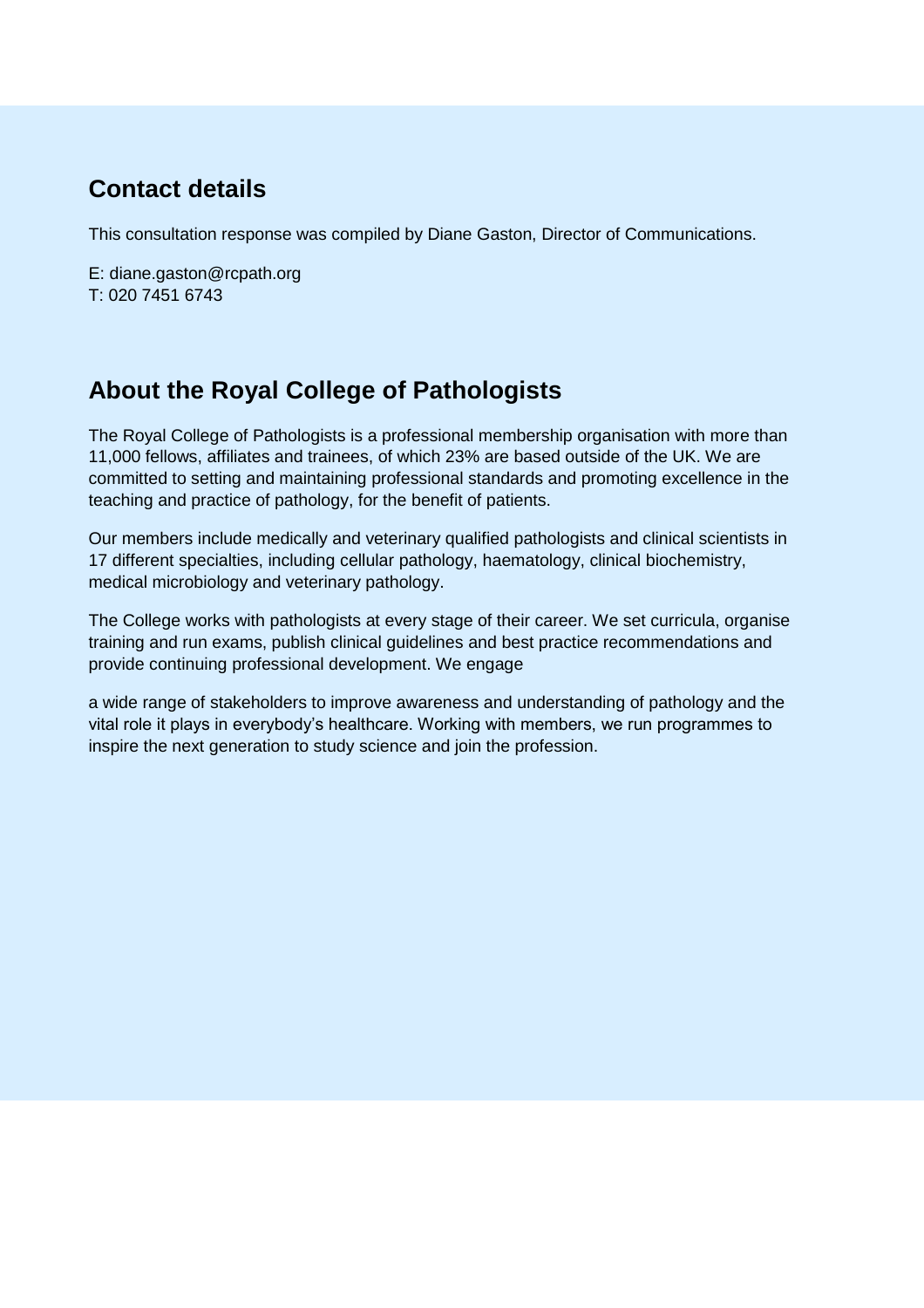## Contact details

This consultation response was compiled by Diane Gaston, Director of Communications.

E: diane.gaston@rcpath.org
T: 020 7451 6743

## About the Royal College of Pathologists

The Royal College of Pathologists is a professional membership organisation with more than 11,000 fellows, affiliates and trainees, of which 23% are based outside of the UK. We are committed to setting and maintaining professional standards and promoting excellence in the teaching and practice of pathology, for the benefit of patients.

Our members include medically and veterinary qualified pathologists and clinical scientists in 17 different specialties, including cellular pathology, haematology, clinical biochemistry, medical microbiology and veterinary pathology.

The College works with pathologists at every stage of their career. We set curricula, organise training and run exams, publish clinical guidelines and best practice recommendations and provide continuing professional development. We engage

a wide range of stakeholders to improve awareness and understanding of pathology and the vital role it plays in everybody's healthcare. Working with members, we run programmes to inspire the next generation to study science and join the profession.